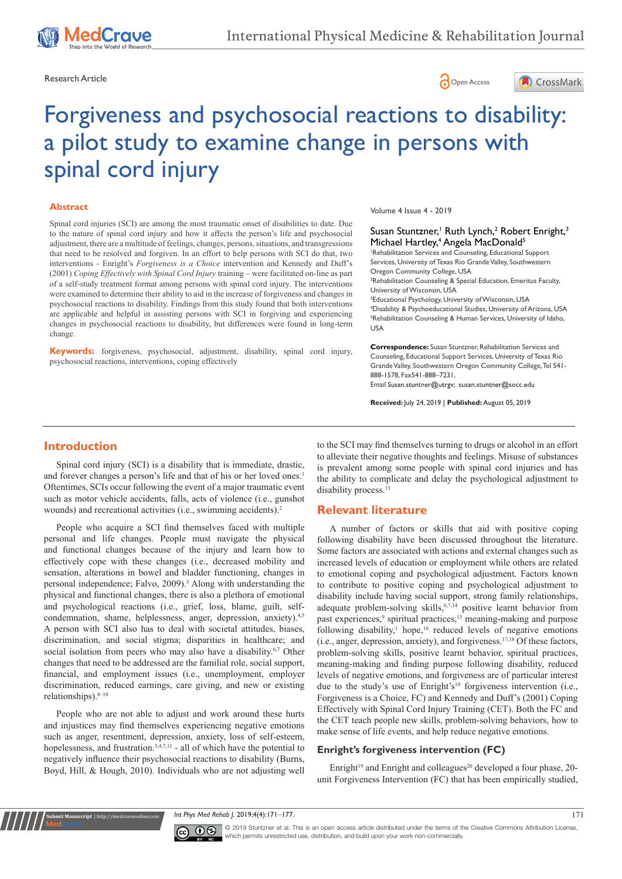Research Article

# Forgiveness and psychosocial reactions to disability: a pilot study to examine change in persons with spinal cord injury

## Abstract

Spinal cord injuries (SCI) are among the most traumatic onset of disabilities to date. Due to the nature of spinal cord injury and how it affects the person's life and psychosocial adjustment, there are a multitude of feelings, changes, persons, situations, and transgressions that need to be resolved and forgiven. In an effort to help persons with SCI do that, two interventions - Enright's *Forgiveness is a Choice* intervention and Kennedy and Duff's (2001) *Coping Effectively with Spinal Cord Injury* training – were facilitated on-line as part of a self-study treatment format among persons with spinal cord injury. The interventions were examined to determine their ability to aid in the increase of forgiveness and changes in psychosocial reactions to disability. Findings from this study found that both interventions are applicable and helpful in assisting persons with SCI in forgiving and experiencing changes in psychosocial reactions to disability, but differences were found in long-term change.

**Keywords:** forgiveness, psychosocial, adjustment, disability, spinal cord injury, psychosocial reactions, interventions, coping effectively

Volume 4 Issue 4 - 2019

Susan Stuntzner,[1] Ruth Lynch,[2] Robert Enright,[3] Michael Hartley,[4] Angela MacDonald[5]

[1]Rehabilitation Services and Counseling, Educational Support Services, University of Texas Rio Grande Valley, Southwestern Oregon Community College, USA
[2]Rehabilitation Counseling & Special Education, Emeritus Faculty, University of Wisconsin, USA
[3]Educational Psychology, University of Wisconsin, USA
[4]Disability & Psychoeducational Studies, University of Arizona, USA
[5]Rehabilitation Counseling & Human Services, University of Idaho, USA

**Correspondence:** Susan Stuntzner, Rehabilitation Services and Counseling, Educational Support Services, University of Texas Rio Grande Valley, Southwestern Oregon Community College, Tel 541-888-1578, Fax541-888–7231,
Email Susan.stuntner@utrgv; susan.stuntner@socc.edu

**Received:** July 24, 2019 | **Published:** August 05, 2019

## Introduction

Spinal cord injury (SCI) is a disability that is immediate, drastic, and forever changes a person's life and that of his or her loved ones.[1] Oftentimes, SCIs occur following the event of a major traumatic event such as motor vehicle accidents, falls, acts of violence (i.e., gunshot wounds) and recreational activities (i.e., swimming accidents).[2]

People who acquire a SCI find themselves faced with multiple personal and life changes. People must navigate the physical and functional changes because of the injury and learn how to effectively cope with these changes (i.e., decreased mobility and sensation, alterations in bowel and bladder functioning, changes in personal independence; Falvo, 2009).[3] Along with understanding the physical and functional changes, there is also a plethora of emotional and psychological reactions (i.e., grief, loss, blame, guilt, self-condemnation, shame, helplessness, anger, depression, anxiety).[4,5] A person with SCI also has to deal with societal attitudes, biases, discrimination, and social stigma; disparities in healthcare; and social isolation from peers who may also have a disability.[6,7] Other changes that need to be addressed are the familial role, social support, financial, and employment issues (i.e., unemployment, employer discrimination, reduced earnings, care giving, and new or existing relationships).[8–10]

People who are not able to adjust and work around these hurts and injustices may find themselves experiencing negative emotions such as anger, resentment, depression, anxiety, loss of self-esteem, hopelessness, and frustration.[3,4,7,11] - all of which have the potential to negatively influence their psychosocial reactions to disability (Burns, Boyd, Hill, & Hough, 2010). Individuals who are not adjusting well to the SCI may find themselves turning to drugs or alcohol in an effort to alleviate their negative thoughts and feelings. Misuse of substances is prevalent among some people with spinal cord injuries and has the ability to complicate and delay the psychological adjustment to disability process.[13]

## Relevant literature

A number of factors or skills that aid with positive coping following disability have been discussed throughout the literature. Some factors are associated with actions and external changes such as increased levels of education or employment while others are related to emotional coping and psychological adjustment. Factors known to contribute to positive coping and psychological adjustment to disability include having social support, strong family relationships, adequate problem-solving skills,[6,7,14] positive learnt behavior from past experiences,[9] spiritual practices,[15] meaning-making and purpose following disability,[1] hope,[16] reduced levels of negative emotions (i.e., anger, depression, anxiety), and forgiveness.[17,18] Of these factors, problem-solving skills, positive learnt behavior, spiritual practices, meaning-making and finding purpose following disability, reduced levels of negative emotions, and forgiveness are of particular interest due to the study's use of Enright's[19] forgiveness intervention (i.e., Forgiveness is a Choice, FC) and Kennedy and Duff's (2001) Coping Effectively with Spinal Cord Injury Training (CET). Both the FC and the CET teach people new skills, problem-solving behaviors, how to make sense of life events, and help reduce negative emotions.

### Enright's forgiveness intervention (FC)

Enright[19] and Enright and colleagues[20] developed a four phase, 20-unit Forgiveness Intervention (FC) that has been empirically studied,

© 2019 Stuntzner et al. This is an open access article distributed under the terms of the Creative Commons Attribution License, which permits unrestricted use, distribution, and build upon your work non-commercially.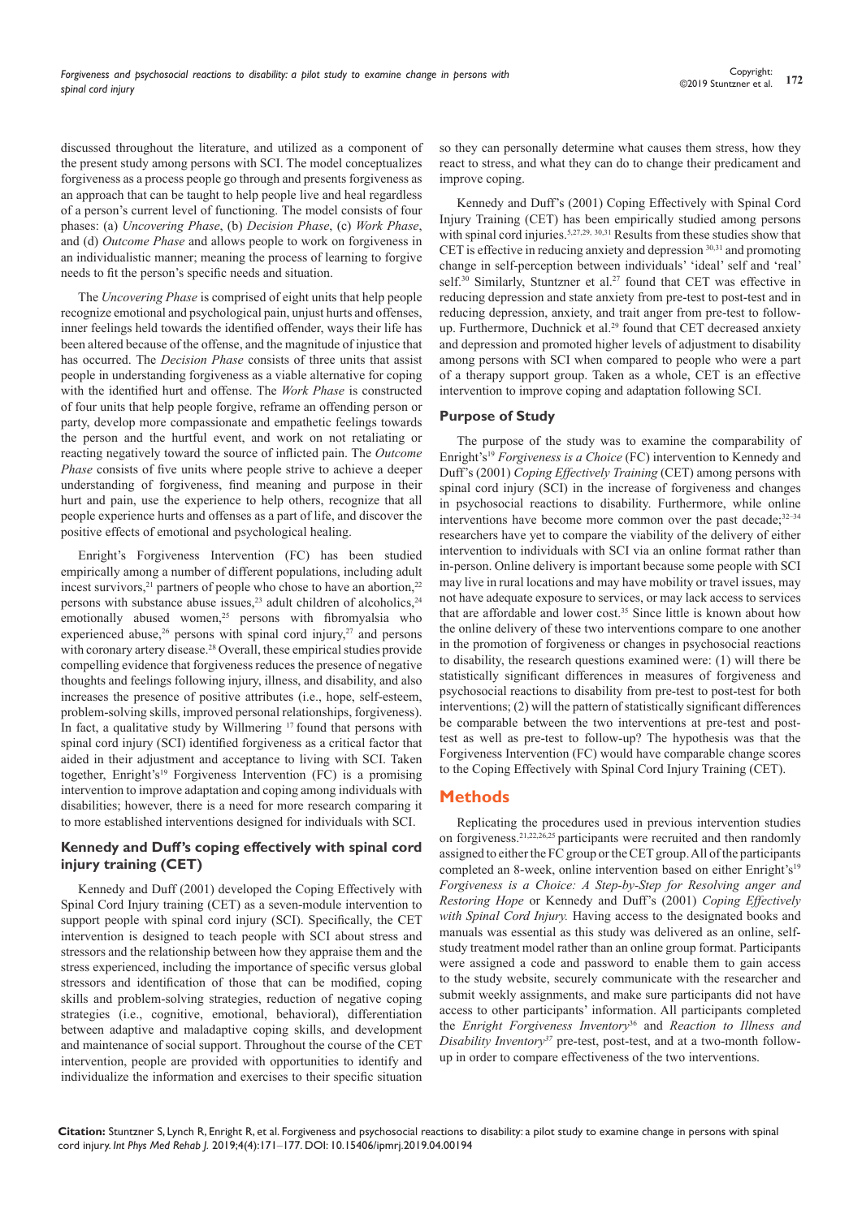discussed throughout the literature, and utilized as a component of the present study among persons with SCI. The model conceptualizes forgiveness as a process people go through and presents forgiveness as an approach that can be taught to help people live and heal regardless of a person's current level of functioning. The model consists of four phases: (a) *Uncovering Phase*, (b) *Decision Phase*, (c) *Work Phase*, and (d) *Outcome Phase* and allows people to work on forgiveness in an individualistic manner; meaning the process of learning to forgive needs to fit the person's specific needs and situation.

The *Uncovering Phase* is comprised of eight units that help people recognize emotional and psychological pain, unjust hurts and offenses, inner feelings held towards the identified offender, ways their life has been altered because of the offense, and the magnitude of injustice that has occurred. The *Decision Phase* consists of three units that assist people in understanding forgiveness as a viable alternative for coping with the identified hurt and offense. The *Work Phase* is constructed of four units that help people forgive, reframe an offending person or party, develop more compassionate and empathetic feelings towards the person and the hurtful event, and work on not retaliating or reacting negatively toward the source of inflicted pain. The *Outcome Phase* consists of five units where people strive to achieve a deeper understanding of forgiveness, find meaning and purpose in their hurt and pain, use the experience to help others, recognize that all people experience hurts and offenses as a part of life, and discover the positive effects of emotional and psychological healing.

Enright's Forgiveness Intervention (FC) has been studied empirically among a number of different populations, including adult incest survivors,[21] partners of people who chose to have an abortion,[22] persons with substance abuse issues,[23] adult children of alcoholics,[24] emotionally abused women,[25] persons with fibromyalsia who experienced abuse,[26] persons with spinal cord injury,[27] and persons with coronary artery disease.[28] Overall, these empirical studies provide compelling evidence that forgiveness reduces the presence of negative thoughts and feelings following injury, illness, and disability, and also increases the presence of positive attributes (i.e., hope, self-esteem, problem-solving skills, improved personal relationships, forgiveness). In fact, a qualitative study by Willmering [17] found that persons with spinal cord injury (SCI) identified forgiveness as a critical factor that aided in their adjustment and acceptance to living with SCI. Taken together, Enright's[19] Forgiveness Intervention (FC) is a promising intervention to improve adaptation and coping among individuals with disabilities; however, there is a need for more research comparing it to more established interventions designed for individuals with SCI.

### Kennedy and Duff's coping effectively with spinal cord injury training (CET)

Kennedy and Duff (2001) developed the Coping Effectively with Spinal Cord Injury training (CET) as a seven-module intervention to support people with spinal cord injury (SCI). Specifically, the CET intervention is designed to teach people with SCI about stress and stressors and the relationship between how they appraise them and the stress experienced, including the importance of specific versus global stressors and identification of those that can be modified, coping skills and problem-solving strategies, reduction of negative coping strategies (i.e., cognitive, emotional, behavioral), differentiation between adaptive and maladaptive coping skills, and development and maintenance of social support. Throughout the course of the CET intervention, people are provided with opportunities to identify and individualize the information and exercises to their specific situation so they can personally determine what causes them stress, how they react to stress, and what they can do to change their predicament and improve coping.

Kennedy and Duff's (2001) Coping Effectively with Spinal Cord Injury Training (CET) has been empirically studied among persons with spinal cord injuries.[5,27,29,30,31] Results from these studies show that CET is effective in reducing anxiety and depression [30,31] and promoting change in self-perception between individuals' 'ideal' self and 'real' self.[30] Similarly, Stuntzner et al.[27] found that CET was effective in reducing depression and state anxiety from pre-test to post-test and in reducing depression, anxiety, and trait anger from pre-test to follow-up. Furthermore, Duchnick et al.[29] found that CET decreased anxiety and depression and promoted higher levels of adjustment to disability among persons with SCI when compared to people who were a part of a therapy support group. Taken as a whole, CET is an effective intervention to improve coping and adaptation following SCI.

### Purpose of Study

The purpose of the study was to examine the comparability of Enright's[19] *Forgiveness is a Choice* (FC) intervention to Kennedy and Duff's (2001) *Coping Effectively Training* (CET) among persons with spinal cord injury (SCI) in the increase of forgiveness and changes in psychosocial reactions to disability. Furthermore, while online interventions have become more common over the past decade;[32–34] researchers have yet to compare the viability of the delivery of either intervention to individuals with SCI via an online format rather than in-person. Online delivery is important because some people with SCI may live in rural locations and may have mobility or travel issues, may not have adequate exposure to services, or may lack access to services that are affordable and lower cost.[35] Since little is known about how the online delivery of these two interventions compare to one another in the promotion of forgiveness or changes in psychosocial reactions to disability, the research questions examined were: (1) will there be statistically significant differences in measures of forgiveness and psychosocial reactions to disability from pre-test to post-test for both interventions; (2) will the pattern of statistically significant differences be comparable between the two interventions at pre-test and post-test as well as pre-test to follow-up? The hypothesis was that the Forgiveness Intervention (FC) would have comparable change scores to the Coping Effectively with Spinal Cord Injury Training (CET).

## Methods

Replicating the procedures used in previous intervention studies on forgiveness,[21,22,26,25] participants were recruited and then randomly assigned to either the FC group or the CET group. All of the participants completed an 8-week, online intervention based on either Enright's[19] *Forgiveness is a Choice: A Step-by-Step for Resolving anger and Restoring Hope* or Kennedy and Duff's (2001) *Coping Effectively with Spinal Cord Injury.* Having access to the designated books and manuals was essential as this study was delivered as an online, self-study treatment model rather than an online group format. Participants were assigned a code and password to enable them to gain access to the study website, securely communicate with the researcher and submit weekly assignments, and make sure participants did not have access to other participants' information. All participants completed the *Enright Forgiveness Inventory*[36] and *Reaction to Illness and Disability Inventory*[37] pre-test, post-test, and at a two-month follow-up in order to compare effectiveness of the two interventions.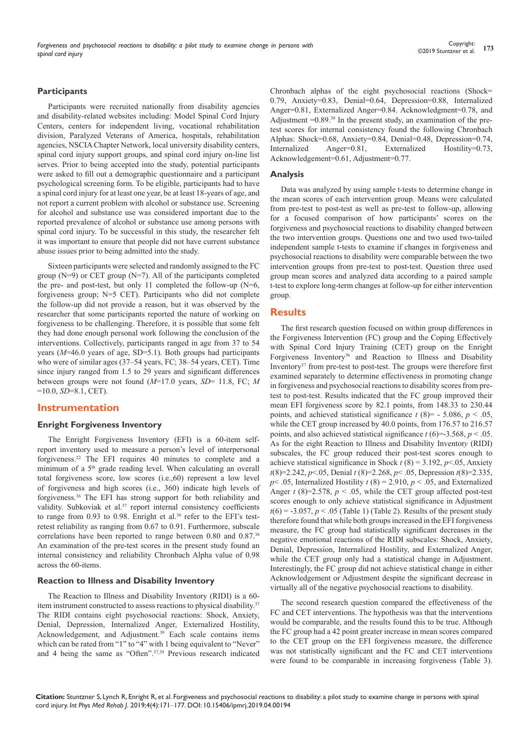### Participants

Participants were recruited nationally from disability agencies and disability-related websites including: Model Spinal Cord Injury Centers, centers for independent living, vocational rehabilitation division, Paralyzed Veterans of America, hospitals, rehabilitation agencies, NSCIA Chapter Network, local university disability centers, spinal cord injury support groups, and spinal cord injury on-line list serves. Prior to being accepted into the study, potential participants were asked to fill out a demographic questionnaire and a participant psychological screening form. To be eligible, participants had to have a spinal cord injury for at least one year, be at least 18-years of age, and not report a current problem with alcohol or substance use. Screening for alcohol and substance use was considered important due to the reported prevalence of alcohol or substance use among persons with spinal cord injury. To be successful in this study, the researcher felt it was important to ensure that people did not have current substance abuse issues prior to being admitted into the study.

Sixteen participants were selected and randomly assigned to the FC group (N=9) or CET group (N=7). All of the participants completed the pre- and post-test, but only 11 completed the follow-up (N=6, forgiveness group; N=5 CET). Participants who did not complete the follow-up did not provide a reason, but it was observed by the researcher that some participants reported the nature of working on forgiveness to be challenging. Therefore, it is possible that some felt they had done enough personal work following the conclusion of the interventions. Collectively, participants ranged in age from 37 to 54 years (*M*=46.0 years of age, SD=5.1). Both groups had participants who were of similar ages (37–54 years, FC; 38–54 years, CET). Time since injury ranged from 1.5 to 29 years and significant differences between groups were not found (*M*=17.0 years, *SD*= 11.8, FC; *M* =10.0, *SD*=8.1, CET).

## Instrumentation

### Enright Forgiveness Inventory

The Enright Forgiveness Inventory (EFI) is a 60-item self-report inventory used to measure a person's level of interpersonal forgiveness.[22] The EFI requires 40 minutes to complete and a minimum of a 5th grade reading level. When calculating an overall total forgiveness score, low scores (i.e.,60) represent a low level of forgiveness and high scores (i.e., 360) indicate high levels of forgiveness.[36] The EFI has strong support for both reliability and validity. Subkoviak et al.[37] report internal consistency coefficients to range from 0.93 to 0.98. Enright et al.[36] refer to the EFI's test-retest reliability as ranging from 0.67 to 0.91. Furthermore, subscale correlations have been reported to range between 0.80 and 0.87.[38] An examination of the pre-test scores in the present study found an internal consistency and reliability Chronbach Alpha value of 0.98 across the 60-items.

### Reaction to Illness and Disability Inventory

The Reaction to Illness and Disability Inventory (RIDI) is a 60-item instrument constructed to assess reactions to physical disability.[37] The RIDI contains eight psychosocial reactions: Shock, Anxiety, Denial, Depression, Internalized Anger, Externalized Hostility, Acknowledgement, and Adjustment.[39] Each scale contains items which can be rated from "1" to "4" with 1 being equivalent to "Never" and 4 being the same as "Often".[37,39] Previous research indicated Chronbach alphas of the eight psychosocial reactions (Shock= 0.79, Anxiety=0.83, Denial=0.64, Depression=0.88, Internalized Anger=0.81, Externalized Anger=0.84. Acknowledgment=0.78, and Adjustment =0.89.[38] In the present study, an examination of the pre-test scores for internal consistency found the following Chronbach Alphas: Shock=0.68, Anxiety=0.84, Denial=0.48, Depression=0.74, Internalized Anger=0.81, Externalized Hostility=0.73, Acknowledgement=0.61, Adjustment=0.77.

### Analysis

Data was analyzed by using sample t-tests to determine change in the mean scores of each intervention group. Means were calculated from pre-test to post-test as well as pre-test to follow-up, allowing for a focused comparison of how participants' scores on the forgiveness and psychosocial reactions to disability changed between the two intervention groups. Questions one and two used two-tailed independent sample t-tests to examine if changes in forgiveness and psychosocial reactions to disability were comparable between the two intervention groups from pre-test to post-test. Question three used group mean scores and analyzed data according to a paired sample t-test to explore long-term changes at follow-up for either intervention group.

## Results

The first research question focused on within group differences in the Forgiveness Intervention (FC) group and the Coping Effectively with Spinal Cord Injury Training (CET) group on the Enright Forgiveness Inventory[36] and Reaction to Illness and Disability Inventory[37] from pre-test to post-test. The groups were therefore first examined separately to determine effectiveness in promoting change in forgiveness and psychosocial reactions to disability scores from pre-test to post-test. Results indicated that the FC group improved their mean EFI forgiveness score by 82.1 points, from 148.33 to 230.44 points, and achieved statistical significance $t$ (8)= - 5.086, $p < .05$, while the CET group increased by 40.0 points, from 176.57 to 216.57 points, and also achieved statistical significance $t$ (6)=-3.568, $p < .05$. As for the eight Reaction to Illness and Disability Inventory (RIDI) subscales, the FC group reduced their post-test scores enough to achieve statistical significance in Shock $t$ (8) = 3.192, $p<.05$, Anxiety $t(8)$=2.242, $p<.05$, Denial $t$ (8)=2.268, $p< .05$, Depression $t(8)$=2.335, $p< .05$, Internalized Hostility $t$ (8) = 2.910, $p < .05$, and Externalized Anger $t$ (8)=2.578, $p < .05$, while the CET group affected post-test scores enough to only achieve statistical significance in Adjustment $t(6)$ = -3.057, $p < .05$ (Table 1) (Table 2). Results of the present study therefore found that while both groups increased in the EFI forgiveness measure, the FC group had statistically significant decreases in the negative emotional reactions of the RIDI subscales: Shock, Anxiety, Denial, Depression, Internalized Hostility, and Externalized Anger, while the CET group only had a statistical change in Adjustment. Interestingly, the FC group did not achieve statistical change in either Acknowledgement or Adjustment despite the significant decrease in virtually all of the negative psychosocial reactions to disability.

The second research question compared the effectiveness of the FC and CET interventions. The hypothesis was that the interventions would be comparable, and the results found this to be true. Although the FC group had a 42 point greater increase in mean scores compared to the CET group on the EFI forgiveness measure, the difference was not statistically significant and the FC and CET interventions were found to be comparable in increasing forgiveness (Table 3).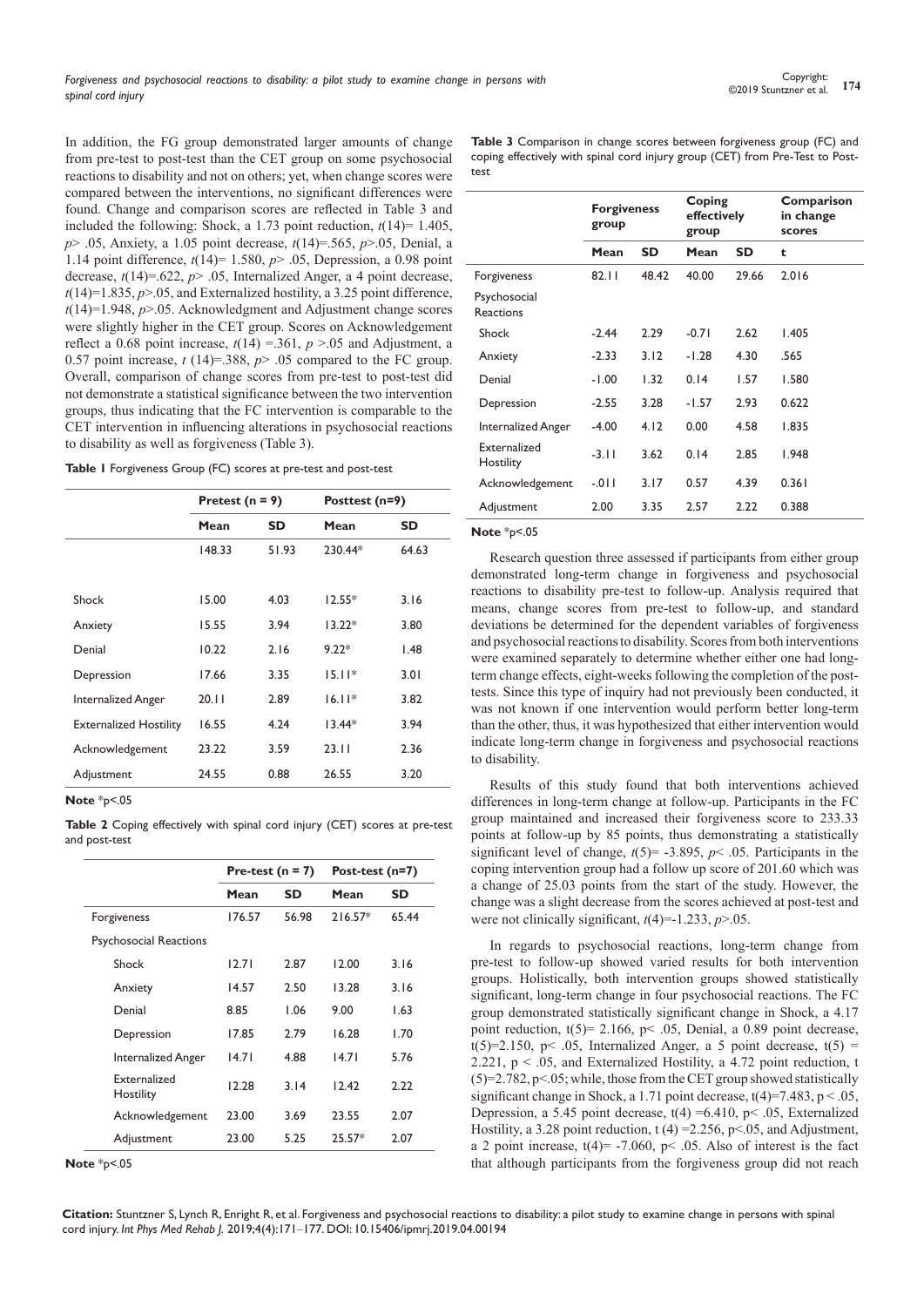In addition, the FG group demonstrated larger amounts of change from pre-test to post-test than the CET group on some psychosocial reactions to disability and not on others; yet, when change scores were compared between the interventions, no significant differences were found. Change and comparison scores are reflected in Table 3 and included the following: Shock, a 1.73 point reduction, $t(14)= 1.405$, $p> .05$, Anxiety, a 1.05 point decrease, $t(14)=.565$, $p>.05$, Denial, a 1.14 point difference, $t(14)= 1.580$, $p> .05$, Depression, a 0.98 point decrease, $t(14)=.622$, $p> .05$, Internalized Anger, a 4 point decrease, $t(14)=1.835$, $p>.05$, and Externalized hostility, a 3.25 point difference, $t(14)=1.948$, $p>.05$. Acknowledgment and Adjustment change scores were slightly higher in the CET group. Scores on Acknowledgement reflect a 0.68 point increase, $t(14) =.361$, $p >.05$ and Adjustment, a 0.57 point increase, $t (14)=.388$, $p> .05$ compared to the FC group. Overall, comparison of change scores from pre-test to post-test did not demonstrate a statistical significance between the two intervention groups, thus indicating that the FC intervention is comparable to the CET intervention in influencing alterations in psychosocial reactions to disability as well as forgiveness (Table 3).

**Table 1** Forgiveness Group (FC) scores at pre-test and post-test

| | Pretest (n = 9) | | Posttest (n=9) | |
|---|---|---|---|---|
| | Mean | SD | Mean | SD |
| | 148.33 | 51.93 | 230.44* | 64.63 |
| Shock | 15.00 | 4.03 | 12.55* | 3.16 |
| Anxiety | 15.55 | 3.94 | 13.22* | 3.80 |
| Denial | 10.22 | 2.16 | 9.22* | 1.48 |
| Depression | 17.66 | 3.35 | 15.11* | 3.01 |
| Internalized Anger | 20.11 | 2.89 | 16.11* | 3.82 |
| Externalized Hostility | 16.55 | 4.24 | 13.44* | 3.94 |
| Acknowledgement | 23.22 | 3.59 | 23.11 | 2.36 |
| Adjustment | 24.55 | 0.88 | 26.55 | 3.20 |

**Note** *p<.05

**Table 2** Coping effectively with spinal cord injury (CET) scores at pre-test and post-test

| | Pre-test (n = 7) | | Post-test (n=7) | |
|---|---|---|---|---|
| | Mean | SD | Mean | SD |
| Forgiveness | 176.57 | 56.98 | 216.57* | 65.44 |
| Psychosocial Reactions | | | | |
| Shock | 12.71 | 2.87 | 12.00 | 3.16 |
| Anxiety | 14.57 | 2.50 | 13.28 | 3.16 |
| Denial | 8.85 | 1.06 | 9.00 | 1.63 |
| Depression | 17.85 | 2.79 | 16.28 | 1.70 |
| Internalized Anger | 14.71 | 4.88 | 14.71 | 5.76 |
| Externalized Hostility | 12.28 | 3.14 | 12.42 | 2.22 |
| Acknowledgement | 23.00 | 3.69 | 23.55 | 2.07 |
| Adjustment | 23.00 | 5.25 | 25.57* | 2.07 |

**Note** *p<.05

**Table 3** Comparison in change scores between forgiveness group (FC) and coping effectively with spinal cord injury group (CET) from Pre-Test to Post-test

| | Forgiveness group | | Coping effectively group | | Comparison in change scores |
|---|---|---|---|---|---|
| | Mean | SD | Mean | SD | t |
| Forgiveness | 82.11 | 48.42 | 40.00 | 29.66 | 2.016 |
| Psychosocial Reactions | | | | | |
| Shock | -2.44 | 2.29 | -0.71 | 2.62 | 1.405 |
| Anxiety | -2.33 | 3.12 | -1.28 | 4.30 | .565 |
| Denial | -1.00 | 1.32 | 0.14 | 1.57 | 1.580 |
| Depression | -2.55 | 3.28 | -1.57 | 2.93 | 0.622 |
| Internalized Anger | -4.00 | 4.12 | 0.00 | 4.58 | 1.835 |
| Externalized Hostility | -3.11 | 3.62 | 0.14 | 2.85 | 1.948 |
| Acknowledgement | -.011 | 3.17 | 0.57 | 4.39 | 0.361 |
| Adjustment | 2.00 | 3.35 | 2.57 | 2.22 | 0.388 |

**Note** *p<.05

Research question three assessed if participants from either group demonstrated long-term change in forgiveness and psychosocial reactions to disability pre-test to follow-up. Analysis required that means, change scores from pre-test to follow-up, and standard deviations be determined for the dependent variables of forgiveness and psychosocial reactions to disability. Scores from both interventions were examined separately to determine whether either one had long-term change effects, eight-weeks following the completion of the post-tests. Since this type of inquiry had not previously been conducted, it was not known if one intervention would perform better long-term than the other, thus, it was hypothesized that either intervention would indicate long-term change in forgiveness and psychosocial reactions to disability.

Results of this study found that both interventions achieved differences in long-term change at follow-up. Participants in the FC group maintained and increased their forgiveness score to 233.33 points at follow-up by 85 points, thus demonstrating a statistically significant level of change, $t(5)= -3.895$, $p< .05$. Participants in the coping intervention group had a follow up score of 201.60 which was a change of 25.03 points from the start of the study. However, the change was a slight decrease from the scores achieved at post-test and were not clinically significant, $t(4)=-1.233$, $p>.05$.

In regards to psychosocial reactions, long-term change from pre-test to follow-up showed varied results for both intervention groups. Holistically, both intervention groups showed statistically significant, long-term change in four psychosocial reactions. The FC group demonstrated statistically significant change in Shock, a 4.17 point reduction, $t(5)= 2.166$, $p< .05$, Denial, a 0.89 point decrease, $t(5)=2.150$, $p< .05$, Internalized Anger, a 5 point decrease, $t(5) = 2.221$, $p < .05$, and Externalized Hostility, a 4.72 point reduction, $t(5)=2.782$, $p<.05$; while, those from the CET group showed statistically significant change in Shock, a 1.71 point decrease, $t(4)=7.483$, $p < .05$, Depression, a 5.45 point decrease, $t(4) =6.410$, $p< .05$, Externalized Hostility, a 3.28 point reduction, $t (4) =2.256$, $p<.05$, and Adjustment, a 2 point increase, $t(4)= -7.060$, $p< .05$. Also of interest is the fact that although participants from the forgiveness group did not reach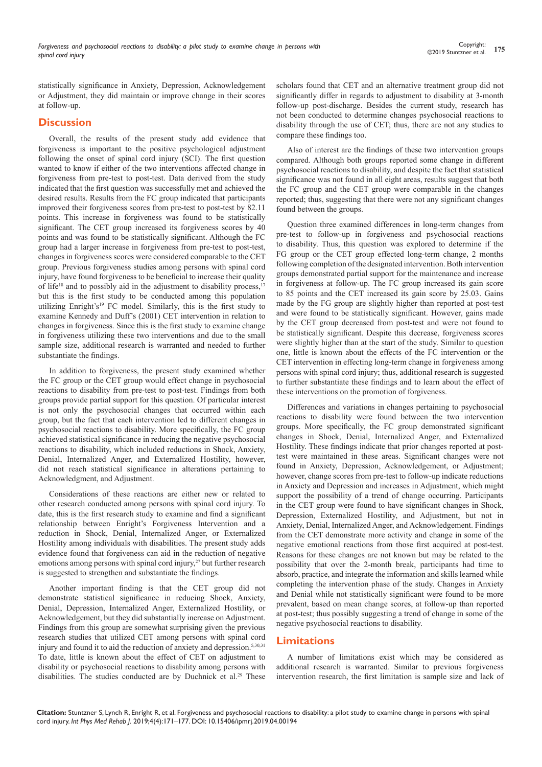statistically significance in Anxiety, Depression, Acknowledgement or Adjustment, they did maintain or improve change in their scores at follow-up.

## Discussion

Overall, the results of the present study add evidence that forgiveness is important to the positive psychological adjustment following the onset of spinal cord injury (SCI). The first question wanted to know if either of the two interventions affected change in forgiveness from pre-test to post-test. Data derived from the study indicated that the first question was successfully met and achieved the desired results. Results from the FC group indicated that participants improved their forgiveness scores from pre-test to post-test by 82.11 points. This increase in forgiveness was found to be statistically significant. The CET group increased its forgiveness scores by 40 points and was found to be statistically significant. Although the FC group had a larger increase in forgiveness from pre-test to post-test, changes in forgiveness scores were considered comparable to the CET group. Previous forgiveness studies among persons with spinal cord injury, have found forgiveness to be beneficial to increase their quality of life[18] and to possibly aid in the adjustment to disability process,[17] but this is the first study to be conducted among this population utilizing Enright's[19] FC model. Similarly, this is the first study to examine Kennedy and Duff's (2001) CET intervention in relation to changes in forgiveness. Since this is the first study to examine change in forgiveness utilizing these two interventions and due to the small sample size, additional research is warranted and needed to further substantiate the findings.

In addition to forgiveness, the present study examined whether the FC group or the CET group would effect change in psychosocial reactions to disability from pre-test to post-test. Findings from both groups provide partial support for this question. Of particular interest is not only the psychosocial changes that occurred within each group, but the fact that each intervention led to different changes in psychosocial reactions to disability. More specifically, the FC group achieved statistical significance in reducing the negative psychosocial reactions to disability, which included reductions in Shock, Anxiety, Denial, Internalized Anger, and Externalized Hostility, however, did not reach statistical significance in alterations pertaining to Acknowledgment, and Adjustment.

Considerations of these reactions are either new or related to other research conducted among persons with spinal cord injury. To date, this is the first research study to examine and find a significant relationship between Enright's Forgiveness Intervention and a reduction in Shock, Denial, Internalized Anger, or Externalized Hostility among individuals with disabilities. The present study adds evidence found that forgiveness can aid in the reduction of negative emotions among persons with spinal cord injury,[27] but further research is suggested to strengthen and substantiate the findings.

Another important finding is that the CET group did not demonstrate statistical significance in reducing Shock, Anxiety, Denial, Depression, Internalized Anger, Externalized Hostility, or Acknowledgement, but they did substantially increase on Adjustment. Findings from this group are somewhat surprising given the previous research studies that utilized CET among persons with spinal cord injury and found it to aid the reduction of anxiety and depression.[5,30,31] To date, little is known about the effect of CET on adjustment to disability or psychosocial reactions to disability among persons with disabilities. The studies conducted are by Duchnick et al.[29] These scholars found that CET and an alternative treatment group did not significantly differ in regards to adjustment to disability at 3-month follow-up post-discharge. Besides the current study, research has not been conducted to determine changes psychosocial reactions to disability through the use of CET; thus, there are not any studies to compare these findings too.

Also of interest are the findings of these two intervention groups compared. Although both groups reported some change in different psychosocial reactions to disability, and despite the fact that statistical significance was not found in all eight areas, results suggest that both the FC group and the CET group were comparable in the changes reported; thus, suggesting that there were not any significant changes found between the groups.

Question three examined differences in long-term changes from pre-test to follow-up in forgiveness and psychosocial reactions to disability. Thus, this question was explored to determine if the FG group or the CET group effected long-term change, 2 months following completion of the designated intervention. Both intervention groups demonstrated partial support for the maintenance and increase in forgiveness at follow-up. The FC group increased its gain score to 85 points and the CET increased its gain score by 25.03. Gains made by the FG group are slightly higher than reported at post-test and were found to be statistically significant. However, gains made by the CET group decreased from post-test and were not found to be statistically significant. Despite this decrease, forgiveness scores were slightly higher than at the start of the study. Similar to question one, little is known about the effects of the FC intervention or the CET intervention in effecting long-term change in forgiveness among persons with spinal cord injury; thus, additional research is suggested to further substantiate these findings and to learn about the effect of these interventions on the promotion of forgiveness.

Differences and variations in changes pertaining to psychosocial reactions to disability were found between the two intervention groups. More specifically, the FC group demonstrated significant changes in Shock, Denial, Internalized Anger, and Externalized Hostility. These findings indicate that prior changes reported at post-test were maintained in these areas. Significant changes were not found in Anxiety, Depression, Acknowledgement, or Adjustment; however, change scores from pre-test to follow-up indicate reductions in Anxiety and Depression and increases in Adjustment, which might support the possibility of a trend of change occurring. Participants in the CET group were found to have significant changes in Shock, Depression, Externalized Hostility, and Adjustment, but not in Anxiety, Denial, Internalized Anger, and Acknowledgement. Findings from the CET demonstrate more activity and change in some of the negative emotional reactions from those first acquired at post-test. Reasons for these changes are not known but may be related to the possibility that over the 2-month break, participants had time to absorb, practice, and integrate the information and skills learned while completing the intervention phase of the study. Changes in Anxiety and Denial while not statistically significant were found to be more prevalent, based on mean change scores, at follow-up than reported at post-test; thus possibly suggesting a trend of change in some of the negative psychosocial reactions to disability.

## Limitations

A number of limitations exist which may be considered as additional research is warranted. Similar to previous forgiveness intervention research, the first limitation is sample size and lack of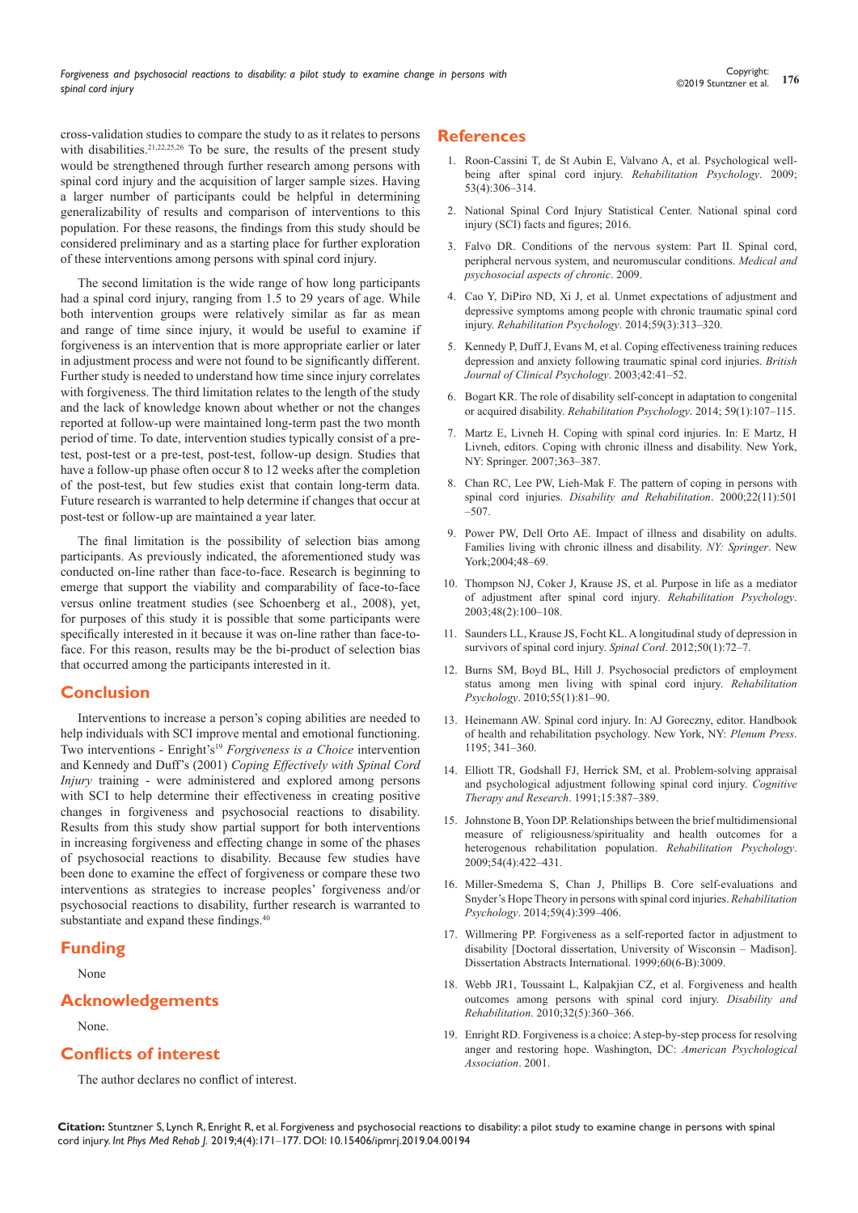cross-validation studies to compare the study to as it relates to persons with disabilities.[21,22,25,26] To be sure, the results of the present study would be strengthened through further research among persons with spinal cord injury and the acquisition of larger sample sizes. Having a larger number of participants could be helpful in determining generalizability of results and comparison of interventions to this population. For these reasons, the findings from this study should be considered preliminary and as a starting place for further exploration of these interventions among persons with spinal cord injury.

The second limitation is the wide range of how long participants had a spinal cord injury, ranging from 1.5 to 29 years of age. While both intervention groups were relatively similar as far as mean and range of time since injury, it would be useful to examine if forgiveness is an intervention that is more appropriate earlier or later in adjustment process and were not found to be significantly different. Further study is needed to understand how time since injury correlates with forgiveness. The third limitation relates to the length of the study and the lack of knowledge known about whether or not the changes reported at follow-up were maintained long-term past the two month period of time. To date, intervention studies typically consist of a pre-test, post-test or a pre-test, post-test, follow-up design. Studies that have a follow-up phase often occur 8 to 12 weeks after the completion of the post-test, but few studies exist that contain long-term data. Future research is warranted to help determine if changes that occur at post-test or follow-up are maintained a year later.

The final limitation is the possibility of selection bias among participants. As previously indicated, the aforementioned study was conducted on-line rather than face-to-face. Research is beginning to emerge that support the viability and comparability of face-to-face versus online treatment studies (see Schoenberg et al., 2008), yet, for purposes of this study it is possible that some participants were specifically interested in it because it was on-line rather than face-to-face. For this reason, results may be the bi-product of selection bias that occurred among the participants interested in it.

## Conclusion

Interventions to increase a person's coping abilities are needed to help individuals with SCI improve mental and emotional functioning. Two interventions - Enright's[19] *Forgiveness is a Choice* intervention and Kennedy and Duff's (2001) *Coping Effectively with Spinal Cord Injury* training - were administered and explored among persons with SCI to help determine their effectiveness in creating positive changes in forgiveness and psychosocial reactions to disability. Results from this study show partial support for both interventions in increasing forgiveness and effecting change in some of the phases of psychosocial reactions to disability. Because few studies have been done to examine the effect of forgiveness or compare these two interventions as strategies to increase peoples' forgiveness and/or psychosocial reactions to disability, further research is warranted to substantiate and expand these findings.[40]

## Funding

None

## Acknowledgements

None.

## Conflicts of interest

The author declares no conflict of interest.

## References

1. Roon-Cassini T, de St Aubin E, Valvano A, et al. Psychological well-being after spinal cord injury. *Rehabilitation Psychology*. 2009; 53(4):306–314.
2. National Spinal Cord Injury Statistical Center. National spinal cord injury (SCI) facts and figures; 2016.
3. Falvo DR. Conditions of the nervous system: Part II. Spinal cord, peripheral nervous system, and neuromuscular conditions. *Medical and psychosocial aspects of chronic*. 2009.
4. Cao Y, DiPiro ND, Xi J, et al. Unmet expectations of adjustment and depressive symptoms among people with chronic traumatic spinal cord injury. *Rehabilitation Psychology*. 2014;59(3):313–320.
5. Kennedy P, Duff J, Evans M, et al. Coping effectiveness training reduces depression and anxiety following traumatic spinal cord injuries. *British Journal of Clinical Psychology*. 2003;42:41–52.
6. Bogart KR. The role of disability self-concept in adaptation to congenital or acquired disability. *Rehabilitation Psychology*. 2014; 59(1):107–115.
7. Martz E, Livneh H. Coping with spinal cord injuries. In: E Martz, H Livneh, editors. Coping with chronic illness and disability. New York, NY: Springer. 2007;363–387.
8. Chan RC, Lee PW, Lieh-Mak F. The pattern of coping in persons with spinal cord injuries. *Disability and Rehabilitation*. 2000;22(11):501–507.
9. Power PW, Dell Orto AE. Impact of illness and disability on adults. Families living with chronic illness and disability. *NY: Springer*. New York;2004;48–69.
10. Thompson NJ, Coker J, Krause JS, et al. Purpose in life as a mediator of adjustment after spinal cord injury. *Rehabilitation Psychology*. 2003;48(2):100–108.
11. Saunders LL, Krause JS, Focht KL. A longitudinal study of depression in survivors of spinal cord injury. *Spinal Cord*. 2012;50(1):72–7.
12. Burns SM, Boyd BL, Hill J. Psychosocial predictors of employment status among men living with spinal cord injury. *Rehabilitation Psychology*. 2010;55(1):81–90.
13. Heinemann AW. Spinal cord injury. In: AJ Goreczny, editor. Handbook of health and rehabilitation psychology. New York, NY: *Plenum Press*. 1195; 341–360.
14. Elliott TR, Godshall FJ, Herrick SM, et al. Problem-solving appraisal and psychological adjustment following spinal cord injury. *Cognitive Therapy and Research*. 1991;15:387–389.
15. Johnstone B, Yoon DP. Relationships between the brief multidimensional measure of religiousness/spirituality and health outcomes for a heterogenous rehabilitation population. *Rehabilitation Psychology*. 2009;54(4):422–431.
16. Miller-Smedema S, Chan J, Phillips B. Core self-evaluations and Snyder's Hope Theory in persons with spinal cord injuries. *Rehabilitation Psychology*. 2014;59(4):399–406.
17. Willmering PP. Forgiveness as a self-reported factor in adjustment to disability [Doctoral dissertation, University of Wisconsin – Madison]. Dissertation Abstracts International. 1999;60(6-B):3009.
18. Webb JR1, Toussaint L, Kalpakjian CZ, et al. Forgiveness and health outcomes among persons with spinal cord injury. *Disability and Rehabilitation*. 2010;32(5):360–366.
19. Enright RD. Forgiveness is a choice: A step-by-step process for resolving anger and restoring hope. Washington, DC: *American Psychological Association*. 2001.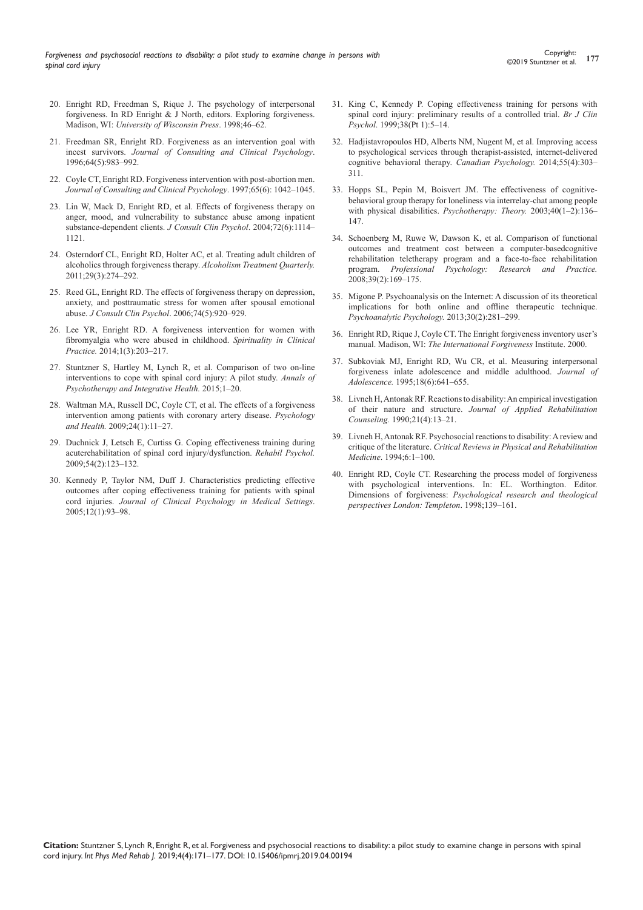20. Enright RD, Freedman S, Rique J. The psychology of interpersonal forgiveness. In RD Enright & J North, editors. Exploring forgiveness. Madison, WI: *University of Wisconsin Press*. 1998;46–62.

21. Freedman SR, Enright RD. Forgiveness as an intervention goal with incest survivors. *Journal of Consulting and Clinical Psychology*. 1996;64(5):983–992.

22. Coyle CT, Enright RD. Forgiveness intervention with post-abortion men. *Journal of Consulting and Clinical Psychology*. 1997;65(6): 1042–1045.

23. Lin W, Mack D, Enright RD, et al. Effects of forgiveness therapy on anger, mood, and vulnerability to substance abuse among inpatient substance-dependent clients. *J Consult Clin Psychol*. 2004;72(6):1114–1121.

24. Osterndorf CL, Enright RD, Holter AC, et al. Treating adult children of alcoholics through forgiveness therapy. *Alcoholism Treatment Quarterly.* 2011;29(3):274–292.

25. Reed GL, Enright RD. The effects of forgiveness therapy on depression, anxiety, and posttraumatic stress for women after spousal emotional abuse. *J Consult Clin Psychol*. 2006;74(5):920–929.

26. Lee YR, Enright RD. A forgiveness intervention for women with fibromyalgia who were abused in childhood. *Spirituality in Clinical Practice.* 2014;1(3):203–217.

27. Stuntzner S, Hartley M, Lynch R, et al. Comparison of two on-line interventions to cope with spinal cord injury: A pilot study. *Annals of Psychotherapy and Integrative Health.* 2015;1–20.

28. Waltman MA, Russell DC, Coyle CT, et al. The effects of a forgiveness intervention among patients with coronary artery disease. *Psychology and Health.* 2009;24(1):11–27.

29. Duchnick J, Letsch E, Curtiss G. Coping effectiveness training during acuterehabilitation of spinal cord injury/dysfunction. *Rehabil Psychol.* 2009;54(2):123–132.

30. Kennedy P, Taylor NM, Duff J. Characteristics predicting effective outcomes after coping effectiveness training for patients with spinal cord injuries. *Journal of Clinical Psychology in Medical Settings*. 2005;12(1):93–98.

31. King C, Kennedy P. Coping effectiveness training for persons with spinal cord injury: preliminary results of a controlled trial. *Br J Clin Psychol*. 1999;38(Pt 1):5–14.

32. Hadjistavropoulos HD, Alberts NM, Nugent M, et al. Improving access to psychological services through therapist-assisted, internet-delivered cognitive behavioral therapy. *Canadian Psychology.* 2014;55(4):303–311.

33. Hopps SL, Pepin M, Boisvert JM. The effectiveness of cognitive-behavioral group therapy for loneliness via interrelay-chat among people with physical disabilities. *Psychotherapy: Theory.* 2003;40(1–2):136–147.

34. Schoenberg M, Ruwe W, Dawson K, et al. Comparison of functional outcomes and treatment cost between a computer-basedcognitive rehabilitation teletherapy program and a face-to-face rehabilitation program. *Professional Psychology: Research and Practice.* 2008;39(2):169–175.

35. Migone P. Psychoanalysis on the Internet: A discussion of its theoretical implications for both online and offline therapeutic technique. *Psychoanalytic Psychology.* 2013;30(2):281–299.

36. Enright RD, Rique J, Coyle CT. The Enright forgiveness inventory user's manual. Madison, WI: *The International Forgiveness* Institute. 2000.

37. Subkoviak MJ, Enright RD, Wu CR, et al. Measuring interpersonal forgiveness inlate adolescence and middle adulthood. *Journal of Adolescence.* 1995;18(6):641–655.

38. Livneh H, Antonak RF. Reactions to disability: An empirical investigation of their nature and structure. *Journal of Applied Rehabilitation Counseling.* 1990;21(4):13–21.

39. Livneh H, Antonak RF. Psychosocial reactions to disability: A review and critique of the literature. *Critical Reviews in Physical and Rehabilitation Medicine*. 1994;6:1–100.

40. Enright RD, Coyle CT. Researching the process model of forgiveness with psychological interventions. In: EL. Worthington. Editor. Dimensions of forgiveness: *Psychological research and theological perspectives London: Templeton*. 1998;139–161.